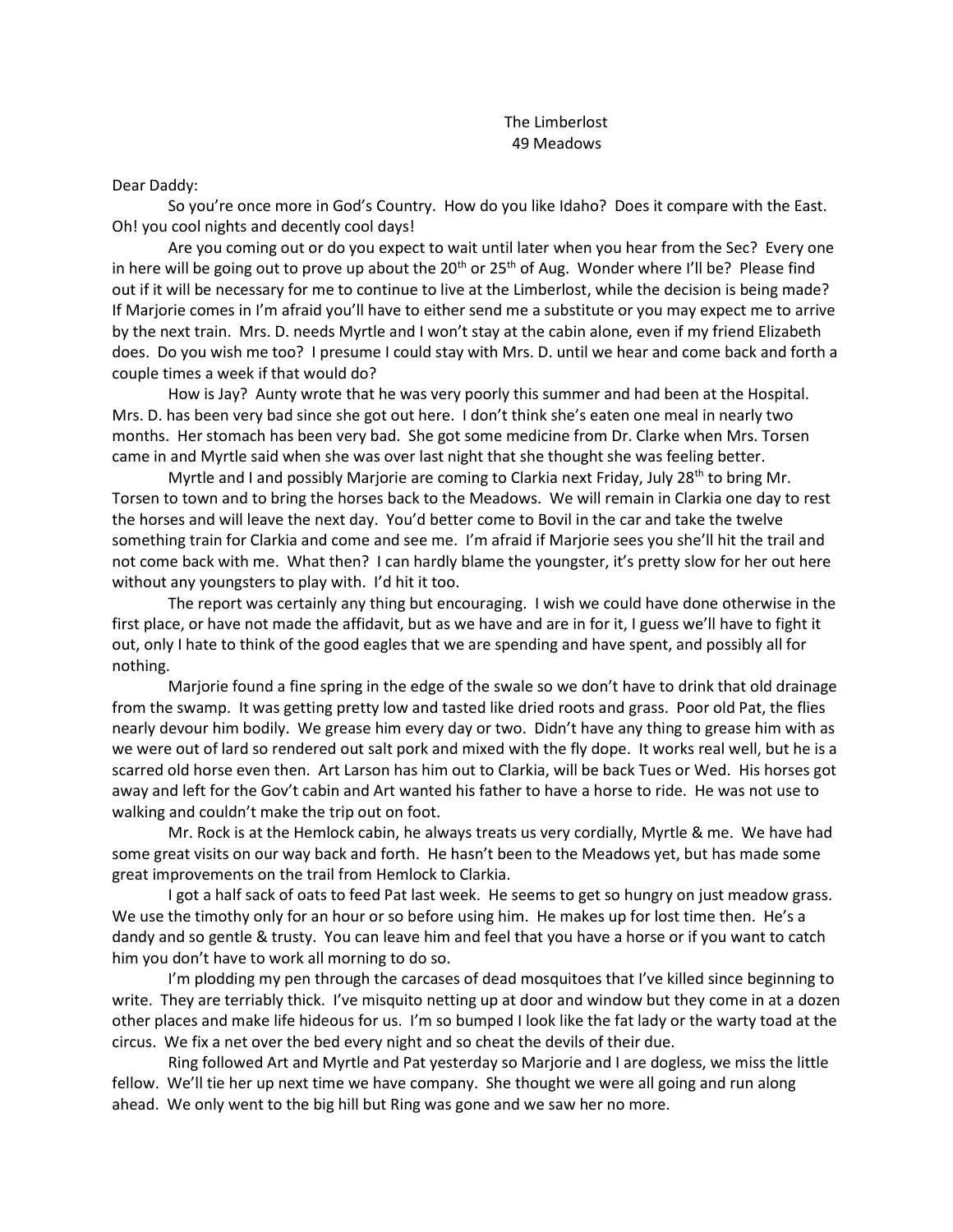The Limberlost
49 Meadows

Dear Daddy:

So you're once more in God's Country. How do you like Idaho? Does it compare with the East. Oh! you cool nights and decently cool days!

Are you coming out or do you expect to wait until later when you hear from the Sec? Every one in here will be going out to prove up about the 20th or 25th of Aug. Wonder where I'll be? Please find out if it will be necessary for me to continue to live at the Limberlost, while the decision is being made? If Marjorie comes in I'm afraid you'll have to either send me a substitute or you may expect me to arrive by the next train. Mrs. D. needs Myrtle and I won't stay at the cabin alone, even if my friend Elizabeth does. Do you wish me too? I presume I could stay with Mrs. D. until we hear and come back and forth a couple times a week if that would do?

How is Jay? Aunty wrote that he was very poorly this summer and had been at the Hospital. Mrs. D. has been very bad since she got out here. I don't think she's eaten one meal in nearly two months. Her stomach has been very bad. She got some medicine from Dr. Clarke when Mrs. Torsen came in and Myrtle said when she was over last night that she thought she was feeling better.

Myrtle and I and possibly Marjorie are coming to Clarkia next Friday, July 28th to bring Mr. Torsen to town and to bring the horses back to the Meadows. We will remain in Clarkia one day to rest the horses and will leave the next day. You'd better come to Bovil in the car and take the twelve something train for Clarkia and come and see me. I'm afraid if Marjorie sees you she'll hit the trail and not come back with me. What then? I can hardly blame the youngster, it's pretty slow for her out here without any youngsters to play with. I'd hit it too.

The report was certainly any thing but encouraging. I wish we could have done otherwise in the first place, or have not made the affidavit, but as we have and are in for it, I guess we'll have to fight it out, only I hate to think of the good eagles that we are spending and have spent, and possibly all for nothing.

Marjorie found a fine spring in the edge of the swale so we don't have to drink that old drainage from the swamp. It was getting pretty low and tasted like dried roots and grass. Poor old Pat, the flies nearly devour him bodily. We grease him every day or two. Didn't have any thing to grease him with as we were out of lard so rendered out salt pork and mixed with the fly dope. It works real well, but he is a scarred old horse even then. Art Larson has him out to Clarkia, will be back Tues or Wed. His horses got away and left for the Gov't cabin and Art wanted his father to have a horse to ride. He was not use to walking and couldn't make the trip out on foot.

Mr. Rock is at the Hemlock cabin, he always treats us very cordially, Myrtle & me. We have had some great visits on our way back and forth. He hasn't been to the Meadows yet, but has made some great improvements on the trail from Hemlock to Clarkia.

I got a half sack of oats to feed Pat last week. He seems to get so hungry on just meadow grass. We use the timothy only for an hour or so before using him. He makes up for lost time then. He's a dandy and so gentle & trusty. You can leave him and feel that you have a horse or if you want to catch him you don't have to work all morning to do so.

I'm plodding my pen through the carcases of dead mosquitoes that I've killed since beginning to write. They are terriably thick. I've misquito netting up at door and window but they come in at a dozen other places and make life hideous for us. I'm so bumped I look like the fat lady or the warty toad at the circus. We fix a net over the bed every night and so cheat the devils of their due.

Ring followed Art and Myrtle and Pat yesterday so Marjorie and I are dogless, we miss the little fellow. We'll tie her up next time we have company. She thought we were all going and run along ahead. We only went to the big hill but Ring was gone and we saw her no more.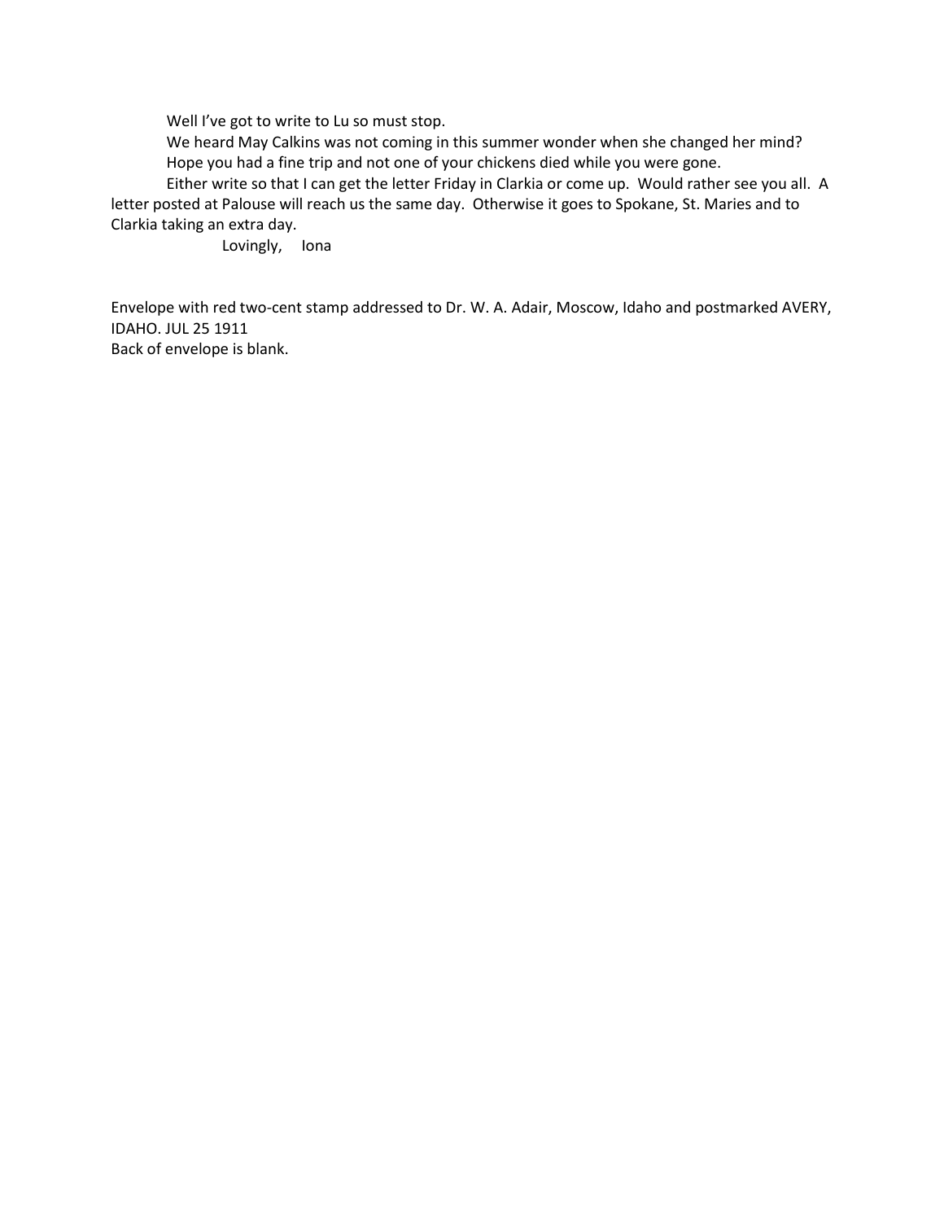Well I've got to write to Lu so must stop.

We heard May Calkins was not coming in this summer wonder when she changed her mind?

Hope you had a fine trip and not one of your chickens died while you were gone.

Either write so that I can get the letter Friday in Clarkia or come up. Would rather see you all. A letter posted at Palouse will reach us the same day. Otherwise it goes to Spokane, St. Maries and to Clarkia taking an extra day.

Lovingly, Iona

Envelope with red two-cent stamp addressed to Dr. W. A. Adair, Moscow, Idaho and postmarked AVERY, IDAHO. JUL 25 1911

Back of envelope is blank.